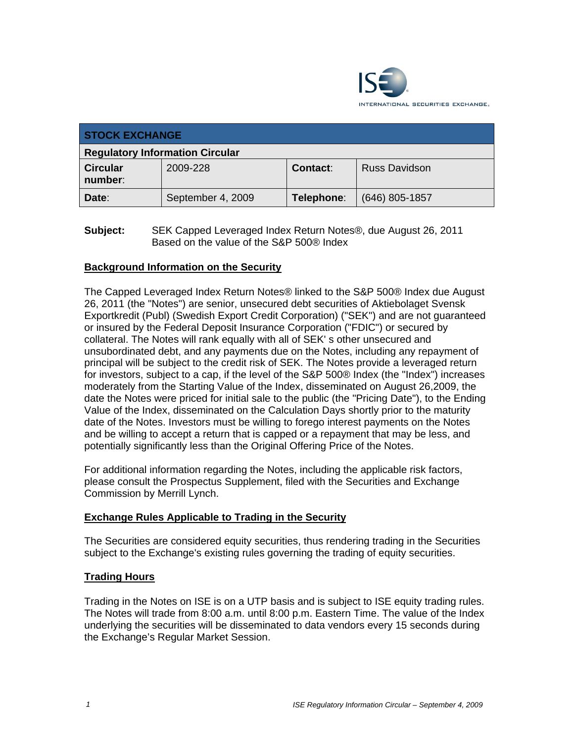ISE INTERNATIONAL SECURITIES EXCHANGE.

| STOCK EXCHANGE | | | |
|---|---|---|---|
| **Regulatory Information Circular** | | | |
| **Circular number**: | 2009-228 | **Contact**: | Russ Davidson |
| **Date**: | September 4, 2009 | **Telephone**: | (646) 805-1857 |

**Subject:** SEK Capped Leveraged Index Return Notes®, due August 26, 2011 Based on the value of the S&P 500® Index

## Background Information on the Security

The Capped Leveraged Index Return Notes® linked to the S&P 500® Index due August 26, 2011 (the "Notes") are senior, unsecured debt securities of Aktiebolaget Svensk Exportkredit (Publ) (Swedish Export Credit Corporation) ("SEK") and are not guaranteed or insured by the Federal Deposit Insurance Corporation ("FDIC") or secured by collateral. The Notes will rank equally with all of SEK' s other unsecured and unsubordinated debt, and any payments due on the Notes, including any repayment of principal will be subject to the credit risk of SEK. The Notes provide a leveraged return for investors, subject to a cap, if the level of the S&P 500® Index (the "Index") increases moderately from the Starting Value of the Index, disseminated on August 26,2009, the date the Notes were priced for initial sale to the public (the "Pricing Date"), to the Ending Value of the Index, disseminated on the Calculation Days shortly prior to the maturity date of the Notes. Investors must be willing to forego interest payments on the Notes and be willing to accept a return that is capped or a repayment that may be less, and potentially significantly less than the Original Offering Price of the Notes.

For additional information regarding the Notes, including the applicable risk factors, please consult the Prospectus Supplement, filed with the Securities and Exchange Commission by Merrill Lynch.

## Exchange Rules Applicable to Trading in the Security

The Securities are considered equity securities, thus rendering trading in the Securities subject to the Exchange's existing rules governing the trading of equity securities.

## Trading Hours

Trading in the Notes on ISE is on a UTP basis and is subject to ISE equity trading rules. The Notes will trade from 8:00 a.m. until 8:00 p.m. Eastern Time. The value of the Index underlying the securities will be disseminated to data vendors every 15 seconds during the Exchange's Regular Market Session.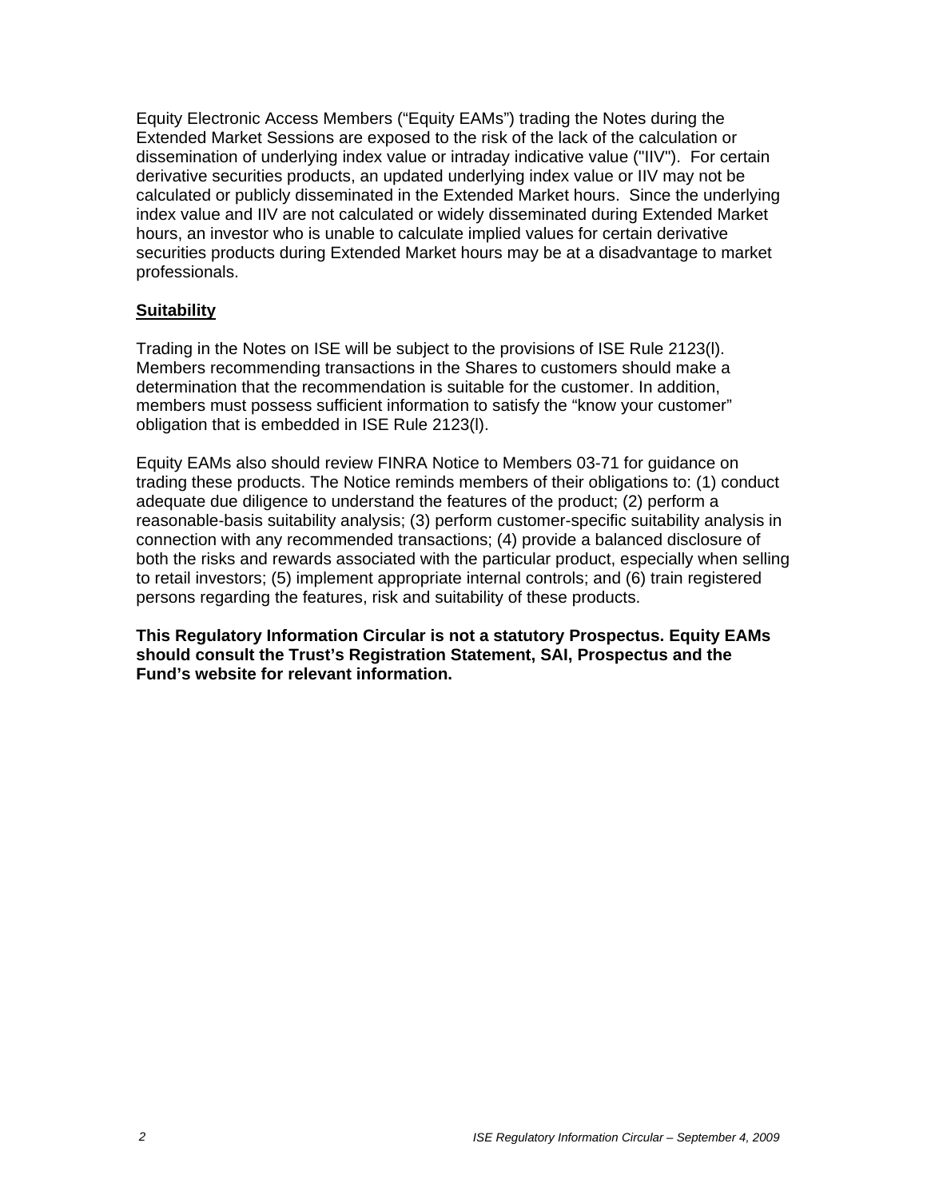Equity Electronic Access Members ("Equity EAMs") trading the Notes during the Extended Market Sessions are exposed to the risk of the lack of the calculation or dissemination of underlying index value or intraday indicative value ("IIV"). For certain derivative securities products, an updated underlying index value or IIV may not be calculated or publicly disseminated in the Extended Market hours. Since the underlying index value and IIV are not calculated or widely disseminated during Extended Market hours, an investor who is unable to calculate implied values for certain derivative securities products during Extended Market hours may be at a disadvantage to market professionals.

**Suitability**

Trading in the Notes on ISE will be subject to the provisions of ISE Rule 2123(l). Members recommending transactions in the Shares to customers should make a determination that the recommendation is suitable for the customer. In addition, members must possess sufficient information to satisfy the "know your customer" obligation that is embedded in ISE Rule 2123(l).

Equity EAMs also should review FINRA Notice to Members 03-71 for guidance on trading these products. The Notice reminds members of their obligations to: (1) conduct adequate due diligence to understand the features of the product; (2) perform a reasonable-basis suitability analysis; (3) perform customer-specific suitability analysis in connection with any recommended transactions; (4) provide a balanced disclosure of both the risks and rewards associated with the particular product, especially when selling to retail investors; (5) implement appropriate internal controls; and (6) train registered persons regarding the features, risk and suitability of these products.

**This Regulatory Information Circular is not a statutory Prospectus. Equity EAMs should consult the Trust's Registration Statement, SAI, Prospectus and the Fund's website for relevant information.**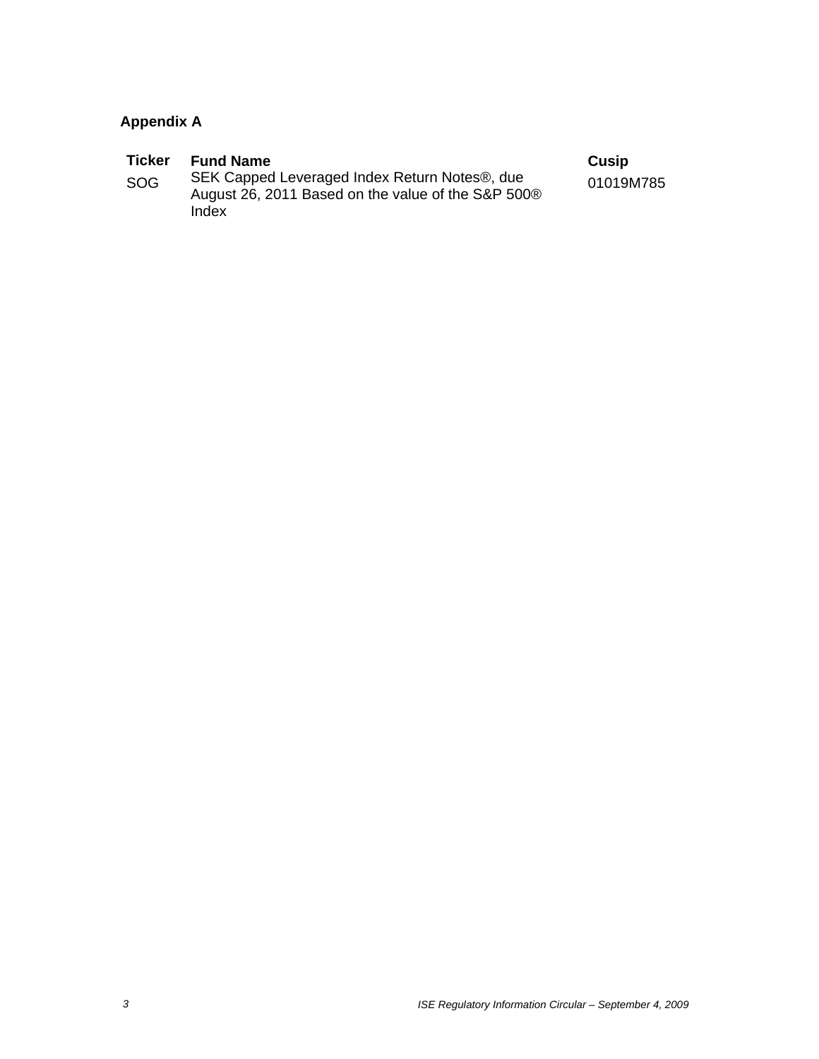## Appendix A

| Ticker | Fund Name | Cusip |
| --- | --- | --- |
| SOG | SEK Capped Leveraged Index Return Notes®, due August 26, 2011 Based on the value of the S&P 500® Index | 01019M785 |